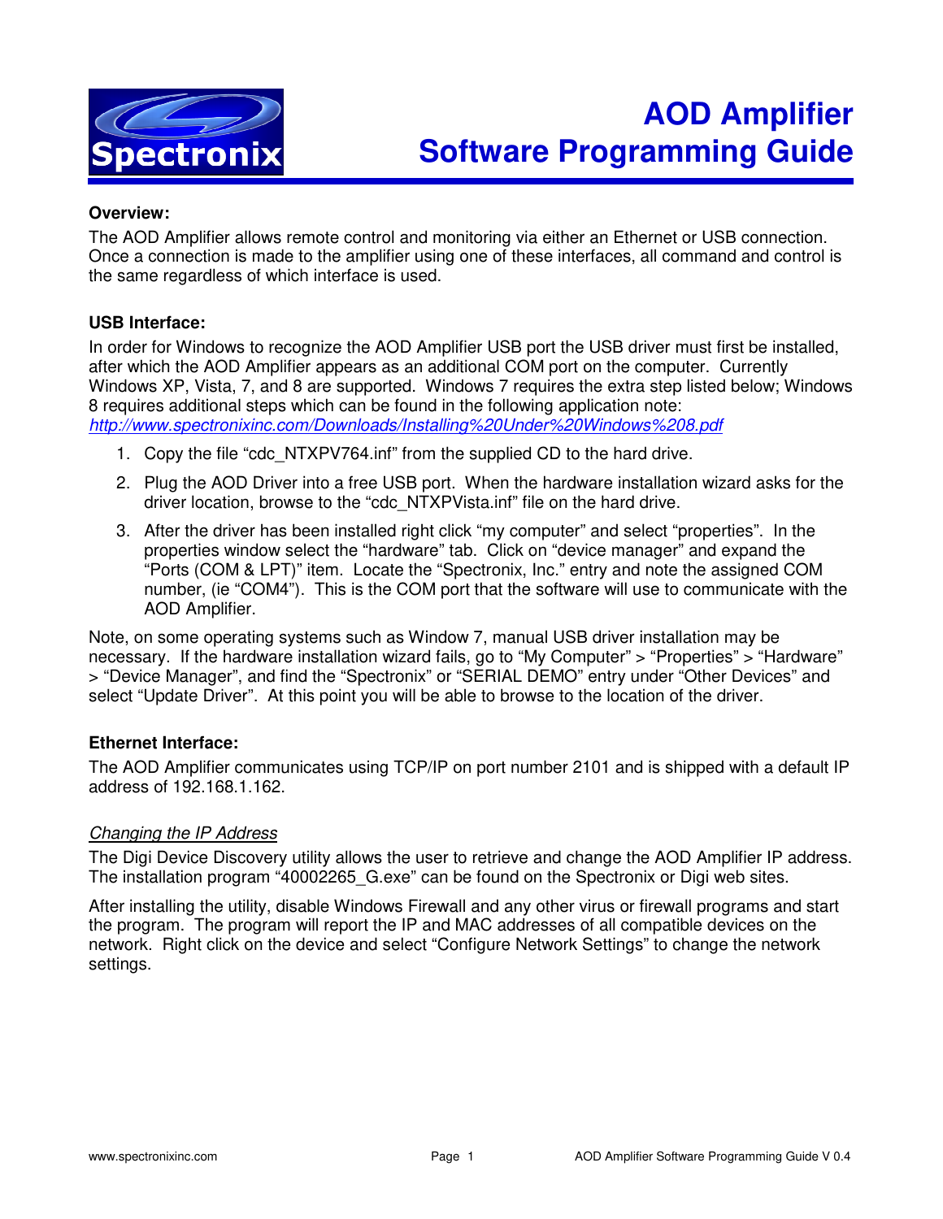# AOD Amplifier Software Programming Guide

**Overview:**

The AOD Amplifier allows remote control and monitoring via either an Ethernet or USB connection. Once a connection is made to the amplifier using one of these interfaces, all command and control is the same regardless of which interface is used.

**USB Interface:**

In order for Windows to recognize the AOD Amplifier USB port the USB driver must first be installed, after which the AOD Amplifier appears as an additional COM port on the computer. Currently Windows XP, Vista, 7, and 8 are supported. Windows 7 requires the extra step listed below; Windows 8 requires additional steps which can be found in the following application note: *http://www.spectronixinc.com/Downloads/Installing%20Under%20Windows%208.pdf*

1. Copy the file "cdc_NTXPV764.inf" from the supplied CD to the hard drive.
2. Plug the AOD Driver into a free USB port. When the hardware installation wizard asks for the driver location, browse to the "cdc_NTXPVista.inf" file on the hard drive.
3. After the driver has been installed right click "my computer" and select "properties". In the properties window select the "hardware" tab. Click on "device manager" and expand the "Ports (COM & LPT)" item. Locate the "Spectronix, Inc." entry and note the assigned COM number, (ie "COM4"). This is the COM port that the software will use to communicate with the AOD Amplifier.

Note, on some operating systems such as Window 7, manual USB driver installation may be necessary. If the hardware installation wizard fails, go to "My Computer" > "Properties" > "Hardware" > "Device Manager", and find the "Spectronix" or "SERIAL DEMO" entry under "Other Devices" and select "Update Driver". At this point you will be able to browse to the location of the driver.

**Ethernet Interface:**

The AOD Amplifier communicates using TCP/IP on port number 2101 and is shipped with a default IP address of 192.168.1.162.

*Changing the IP Address*

The Digi Device Discovery utility allows the user to retrieve and change the AOD Amplifier IP address. The installation program "40002265_G.exe" can be found on the Spectronix or Digi web sites.

After installing the utility, disable Windows Firewall and any other virus or firewall programs and start the program. The program will report the IP and MAC addresses of all compatible devices on the network. Right click on the device and select "Configure Network Settings" to change the network settings.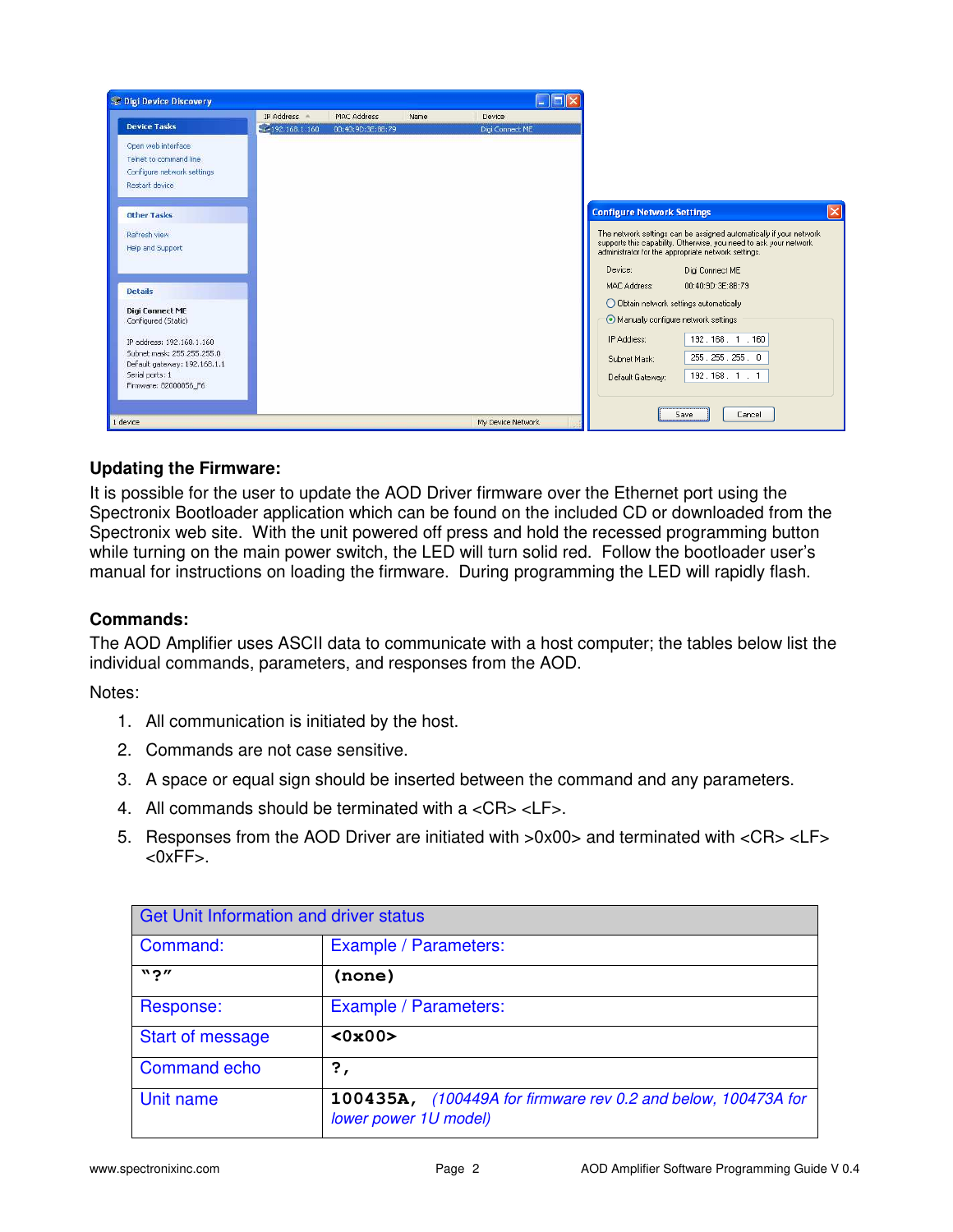## Updating the Firmware:

It is possible for the user to update the AOD Driver firmware over the Ethernet port using the Spectronix Bootloader application which can be found on the included CD or downloaded from the Spectronix web site. With the unit powered off press and hold the recessed programming button while turning on the main power switch, the LED will turn solid red. Follow the bootloader user's manual for instructions on loading the firmware. During programming the LED will rapidly flash.

## Commands:

The AOD Amplifier uses ASCII data to communicate with a host computer; the tables below list the individual commands, parameters, and responses from the AOD.

Notes:

1. All communication is initiated by the host.
2. Commands are not case sensitive.
3. A space or equal sign should be inserted between the command and any parameters.
4. All commands should be terminated with a <CR> <LF>.
5. Responses from the AOD Driver are initiated with >0x00> and terminated with <CR> <LF> <0xFF>.

| Get Unit Information and driver status | |
|---|---|
| Command: | Example / Parameters: |
| **"?"** | **(none)** |
| Response: | Example / Parameters: |
| Start of message | **<0x00>** |
| Command echo | **?,** |
| Unit name | **100435A,** *(100449A for firmware rev 0.2 and below, 100473A for lower power 1U model)* |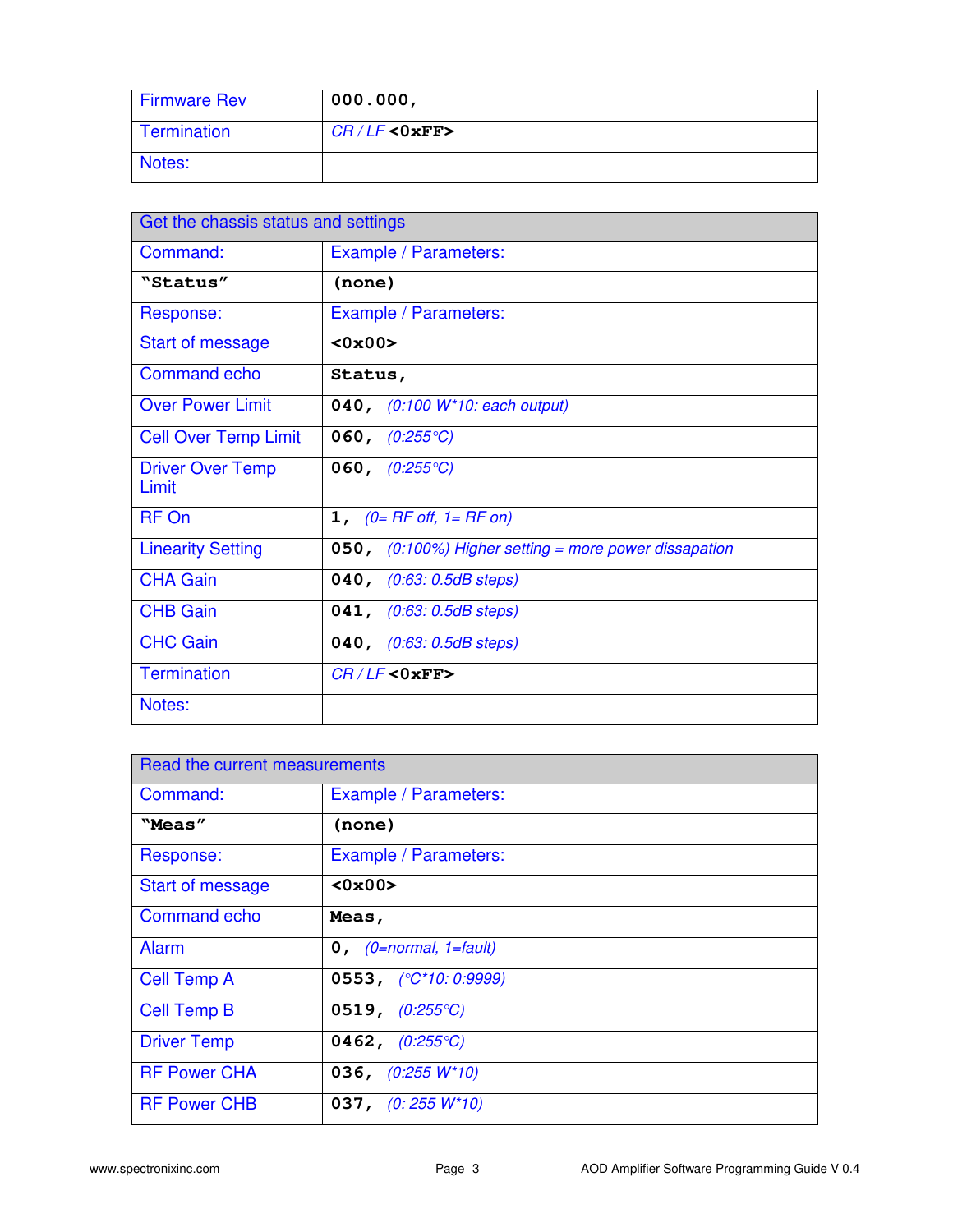| Firmware Rev | **000.000,** |
|---|---|
| Termination | *CR / LF* **<0xFF>** |
| Notes: | |

| Get the chassis status and settings | |
|---|---|
| Command: | Example / Parameters: |
| **"Status"** | **(none)** |
| Response: | Example / Parameters: |
| Start of message | **<0x00>** |
| Command echo | **Status,** |
| Over Power Limit | **040,** *(0:100 W*10: each output)* |
| Cell Over Temp Limit | **060,** *(0:255°C)* |
| Driver Over Temp Limit | **060,** *(0:255°C)* |
| RF On | **1,** *(0= RF off, 1= RF on)* |
| Linearity Setting | **050,** *(0:100%) Higher setting = more power dissapation* |
| CHA Gain | **040,** *(0:63: 0.5dB steps)* |
| CHB Gain | **041,** *(0:63: 0.5dB steps)* |
| CHC Gain | **040,** *(0:63: 0.5dB steps)* |
| Termination | *CR / LF* **<0xFF>** |
| Notes: | |

| Read the current measurements | |
|---|---|
| Command: | Example / Parameters: |
| **"Meas"** | **(none)** |
| Response: | Example / Parameters: |
| Start of message | **<0x00>** |
| Command echo | **Meas,** |
| Alarm | **0,** *(0=normal, 1=fault)* |
| Cell Temp A | **0553,** *(°C*10: 0:9999)* |
| Cell Temp B | **0519,** *(0:255°C)* |
| Driver Temp | **0462,** *(0:255°C)* |
| RF Power CHA | **036,** *(0:255 W*10)* |
| RF Power CHB | **037,** *(0: 255 W*10)* |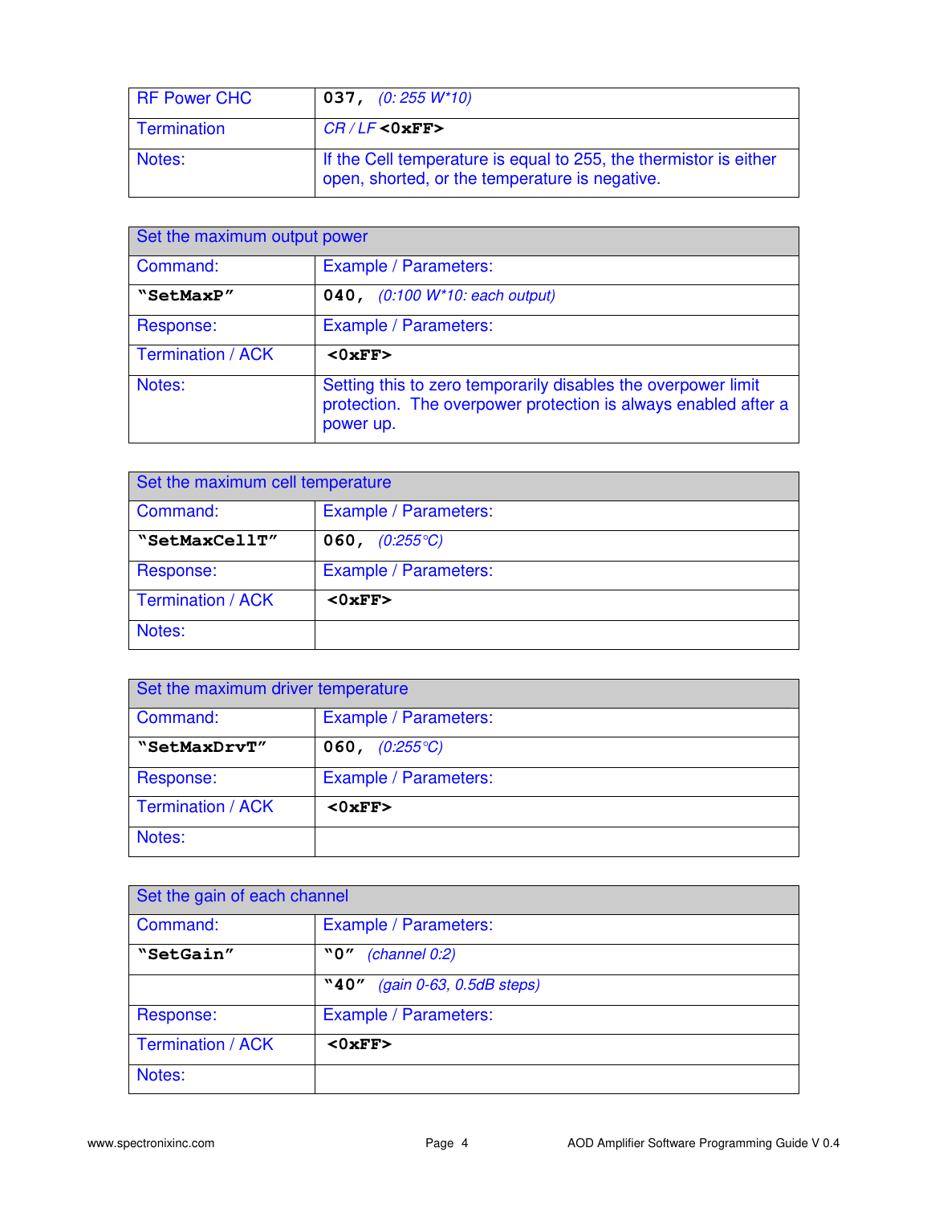| RF Power CHC | 037, *(0: 255 W*10)* |
| --- | --- |
| Termination | *CR / LF* <0xFF> |
| Notes: | If the Cell temperature is equal to 255, the thermistor is either open, shorted, or the temperature is negative. |

| Set the maximum output power | |
| --- | --- |
| Command: | Example / Parameters: |
| **"SetMaxP"** | **040,** *(0:100 W*10: each output)* |
| Response: | Example / Parameters: |
| Termination / ACK | **<0xFF>** |
| Notes: | Setting this to zero temporarily disables the overpower limit protection. The overpower protection is always enabled after a power up. |

| Set the maximum cell temperature | |
| --- | --- |
| Command: | Example / Parameters: |
| **"SetMaxCellT"** | **060,** *(0:255°C)* |
| Response: | Example / Parameters: |
| Termination / ACK | **<0xFF>** |
| Notes: | |

| Set the maximum driver temperature | |
| --- | --- |
| Command: | Example / Parameters: |
| **"SetMaxDrvT"** | **060,** *(0:255°C)* |
| Response: | Example / Parameters: |
| Termination / ACK | **<0xFF>** |
| Notes: | |

| Set the gain of each channel | |
| --- | --- |
| Command: | Example / Parameters: |
| **"SetGain"** | **"0"** *(channel 0:2)* |
| | **"40"** *(gain 0-63, 0.5dB steps)* |
| Response: | Example / Parameters: |
| Termination / ACK | **<0xFF>** |
| Notes: | |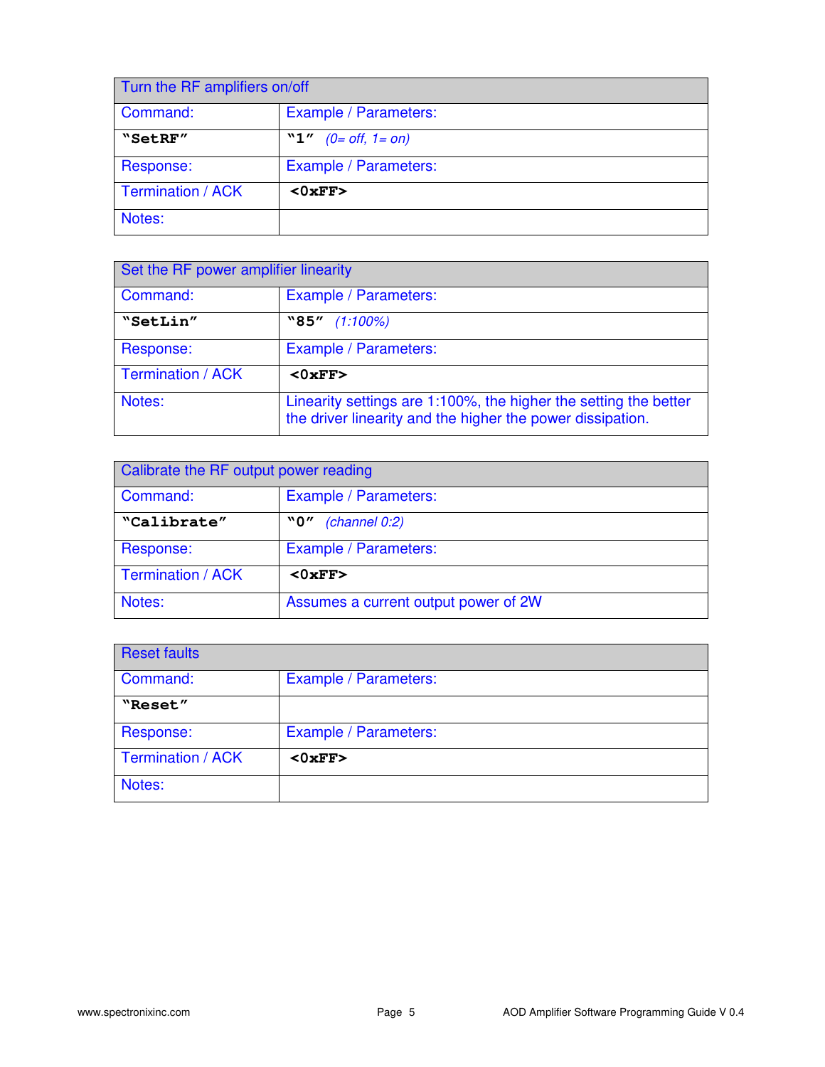| Turn the RF amplifiers on/off | |
|---|---|
| Command: | Example / Parameters: |
| **"SetRF"** | **"1"** *(0= off, 1= on)* |
| Response: | Example / Parameters: |
| Termination / ACK | **<0xFF>** |
| Notes: | |

| Set the RF power amplifier linearity | |
|---|---|
| Command: | Example / Parameters: |
| **"SetLin"** | **"85"** *(1:100%)* |
| Response: | Example / Parameters: |
| Termination / ACK | **<0xFF>** |
| Notes: | Linearity settings are 1:100%, the higher the setting the better the driver linearity and the higher the power dissipation. |

| Calibrate the RF output power reading | |
|---|---|
| Command: | Example / Parameters: |
| **"Calibrate"** | **"0"** *(channel 0:2)* |
| Response: | Example / Parameters: |
| Termination / ACK | **<0xFF>** |
| Notes: | Assumes a current output power of 2W |

| Reset faults | |
|---|---|
| Command: | Example / Parameters: |
| **"Reset"** | |
| Response: | Example / Parameters: |
| Termination / ACK | **<0xFF>** |
| Notes: | |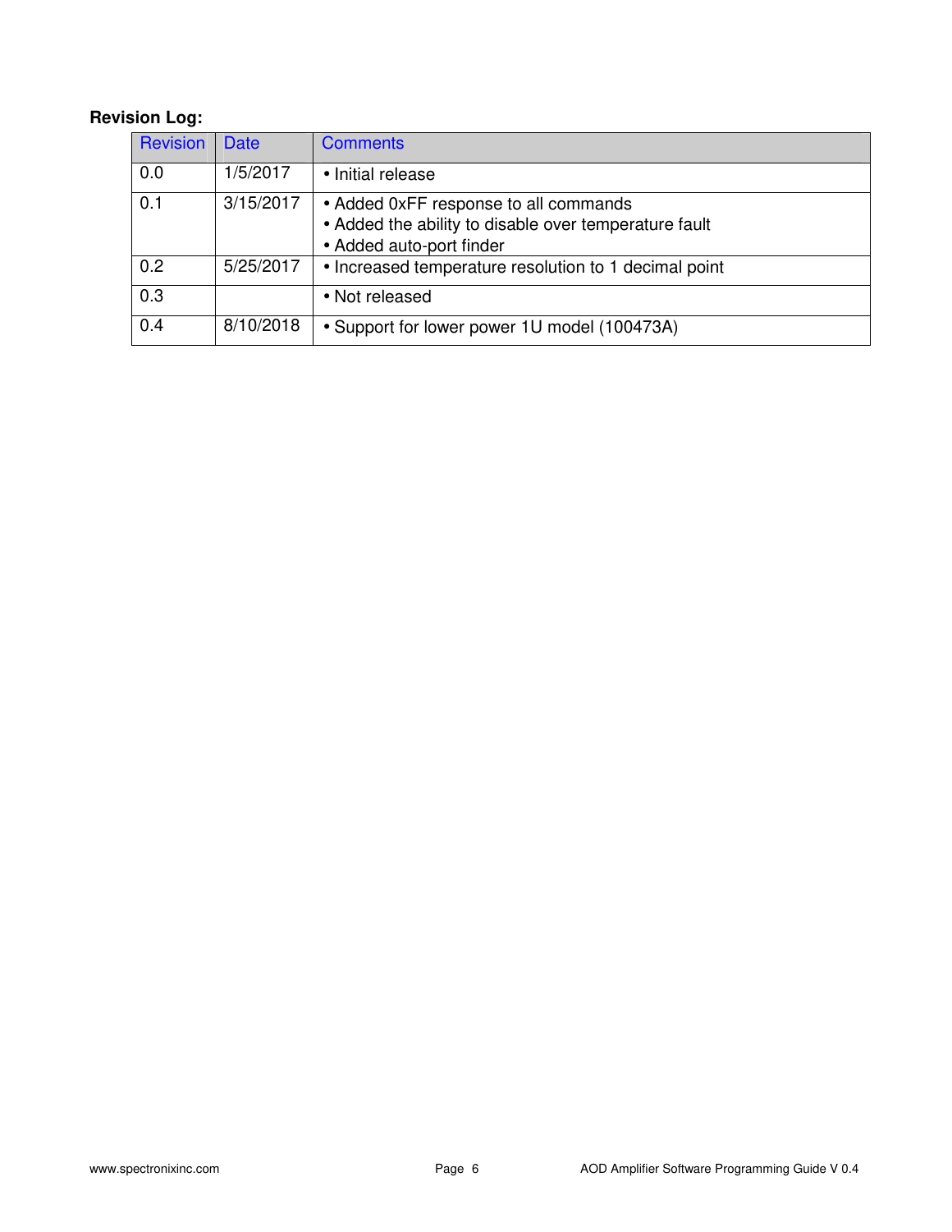**Revision Log:**

| Revision | Date | Comments |
|---|---|---|
| 0.0 | 1/5/2017 | • Initial release |
| 0.1 | 3/15/2017 | • Added 0xFF response to all commands<br>• Added the ability to disable over temperature fault<br>• Added auto-port finder |
| 0.2 | 5/25/2017 | • Increased temperature resolution to 1 decimal point |
| 0.3 | | • Not released |
| 0.4 | 8/10/2018 | • Support for lower power 1U model (100473A) |